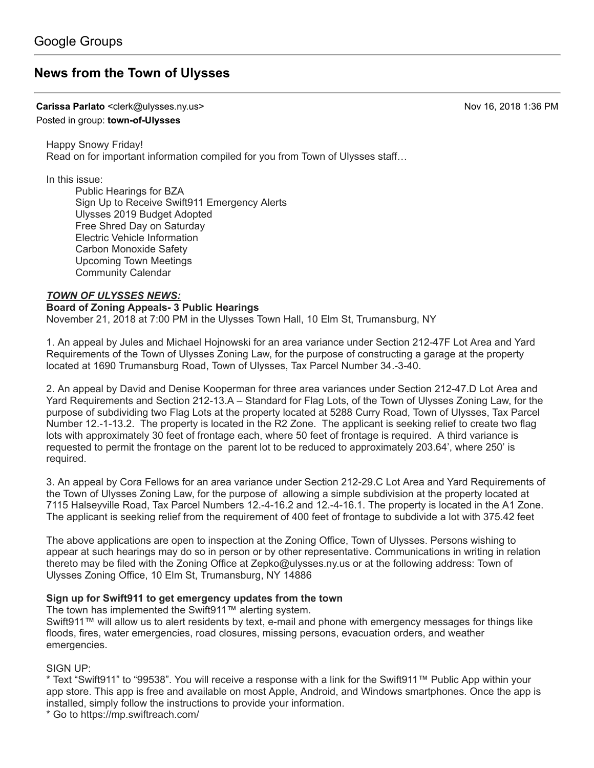Google Groups

# News from the Town of Ulysses

**Carissa Parlato** <clerk@ulysses.ny.us> Nov 16, 2018 1:36 PM
Posted in group: **town-of-Ulysses**

Happy Snowy Friday!
Read on for important information compiled for you from Town of Ulysses staff…

In this issue:

- Public Hearings for BZA
- Sign Up to Receive Swift911 Emergency Alerts
- Ulysses 2019 Budget Adopted
- Free Shred Day on Saturday
- Electric Vehicle Information
- Carbon Monoxide Safety
- Upcoming Town Meetings
- Community Calendar

***TOWN OF ULYSSES NEWS:***

**Board of Zoning Appeals- 3 Public Hearings**
November 21, 2018 at 7:00 PM in the Ulysses Town Hall, 10 Elm St, Trumansburg, NY

1. An appeal by Jules and Michael Hojnowski for an area variance under Section 212-47F Lot Area and Yard Requirements of the Town of Ulysses Zoning Law, for the purpose of constructing a garage at the property located at 1690 Trumansburg Road, Town of Ulysses, Tax Parcel Number 34.-3-40.

2. An appeal by David and Denise Kooperman for three area variances under Section 212-47.D Lot Area and Yard Requirements and Section 212-13.A – Standard for Flag Lots, of the Town of Ulysses Zoning Law, for the purpose of subdividing two Flag Lots at the property located at 5288 Curry Road, Town of Ulysses, Tax Parcel Number 12.-1-13.2. The property is located in the R2 Zone. The applicant is seeking relief to create two flag lots with approximately 30 feet of frontage each, where 50 feet of frontage is required. A third variance is requested to permit the frontage on the parent lot to be reduced to approximately 203.64', where 250' is required.

3. An appeal by Cora Fellows for an area variance under Section 212-29.C Lot Area and Yard Requirements of the Town of Ulysses Zoning Law, for the purpose of allowing a simple subdivision at the property located at 7115 Halseyville Road, Tax Parcel Numbers 12.-4-16.2 and 12.-4-16.1. The property is located in the A1 Zone. The applicant is seeking relief from the requirement of 400 feet of frontage to subdivide a lot with 375.42 feet

The above applications are open to inspection at the Zoning Office, Town of Ulysses. Persons wishing to appear at such hearings may do so in person or by other representative. Communications in writing in relation thereto may be filed with the Zoning Office at Zepko@ulysses.ny.us or at the following address: Town of Ulysses Zoning Office, 10 Elm St, Trumansburg, NY 14886

**Sign up for Swift911 to get emergency updates from the town**
The town has implemented the Swift911™ alerting system.
Swift911™ will allow us to alert residents by text, e-mail and phone with emergency messages for things like floods, fires, water emergencies, road closures, missing persons, evacuation orders, and weather emergencies.

SIGN UP:
* Text "Swift911" to "99538". You will receive a response with a link for the Swift911™ Public App within your app store. This app is free and available on most Apple, Android, and Windows smartphones. Once the app is installed, simply follow the instructions to provide your information.
* Go to https://mp.swiftreach.com/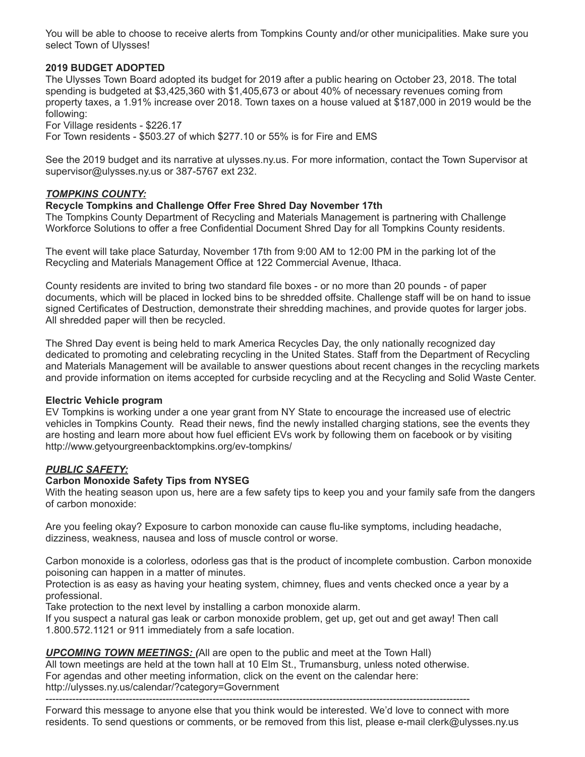You will be able to choose to receive alerts from Tompkins County and/or other municipalities. Make sure you select Town of Ulysses!

**2019 BUDGET ADOPTED**

The Ulysses Town Board adopted its budget for 2019 after a public hearing on October 23, 2018. The total spending is budgeted at $3,425,360 with $1,405,673 or about 40% of necessary revenues coming from property taxes, a 1.91% increase over 2018. Town taxes on a house valued at $187,000 in 2019 would be the following:

For Village residents - $226.17

For Town residents - $503.27 of which $277.10 or 55% is for Fire and EMS

See the 2019 budget and its narrative at ulysses.ny.us. For more information, contact the Town Supervisor at supervisor@ulysses.ny.us or 387-5767 ext 232.

***TOMPKINS COUNTY:***

**Recycle Tompkins and Challenge Offer Free Shred Day November 17th**

The Tompkins County Department of Recycling and Materials Management is partnering with Challenge Workforce Solutions to offer a free Confidential Document Shred Day for all Tompkins County residents.

The event will take place Saturday, November 17th from 9:00 AM to 12:00 PM in the parking lot of the Recycling and Materials Management Office at 122 Commercial Avenue, Ithaca.

County residents are invited to bring two standard file boxes - or no more than 20 pounds - of paper documents, which will be placed in locked bins to be shredded offsite. Challenge staff will be on hand to issue signed Certificates of Destruction, demonstrate their shredding machines, and provide quotes for larger jobs. All shredded paper will then be recycled.

The Shred Day event is being held to mark America Recycles Day, the only nationally recognized day dedicated to promoting and celebrating recycling in the United States. Staff from the Department of Recycling and Materials Management will be available to answer questions about recent changes in the recycling markets and provide information on items accepted for curbside recycling and at the Recycling and Solid Waste Center.

**Electric Vehicle program**

EV Tompkins is working under a one year grant from NY State to encourage the increased use of electric vehicles in Tompkins County. Read their news, find the newly installed charging stations, see the events they are hosting and learn more about how fuel efficient EVs work by following them on facebook or by visiting http://www.getyourgreenbacktompkins.org/ev-tompkins/

***PUBLIC SAFETY:***

**Carbon Monoxide Safety Tips from NYSEG**

With the heating season upon us, here are a few safety tips to keep you and your family safe from the dangers of carbon monoxide:

Are you feeling okay? Exposure to carbon monoxide can cause flu-like symptoms, including headache, dizziness, weakness, nausea and loss of muscle control or worse.

Carbon monoxide is a colorless, odorless gas that is the product of incomplete combustion. Carbon monoxide poisoning can happen in a matter of minutes.

Protection is as easy as having your heating system, chimney, flues and vents checked once a year by a professional.

Take protection to the next level by installing a carbon monoxide alarm.

If you suspect a natural gas leak or carbon monoxide problem, get up, get out and get away! Then call 1.800.572.1121 or 911 immediately from a safe location.

***UPCOMING TOWN MEETINGS: (***All are open to the public and meet at the Town Hall)

All town meetings are held at the town hall at 10 Elm St., Trumansburg, unless noted otherwise.

For agendas and other meeting information, click on the event on the calendar here:

http://ulysses.ny.us/calendar/?category=Government

---

Forward this message to anyone else that you think would be interested. We'd love to connect with more residents. To send questions or comments, or be removed from this list, please e-mail clerk@ulysses.ny.us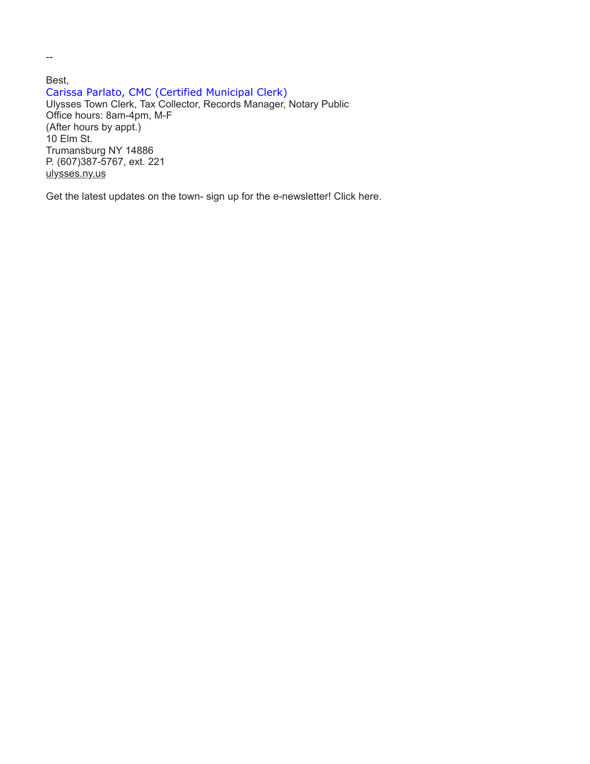--

Best,
Carissa Parlato, CMC (Certified Municipal Clerk)
Ulysses Town Clerk, Tax Collector, Records Manager, Notary Public
Office hours: 8am-4pm, M-F
(After hours by appt.)
10 Elm St.
Trumansburg NY 14886
P. (607)387-5767, ext. 221
ulysses.ny.us

Get the latest updates on the town- sign up for the e-newsletter! Click here.